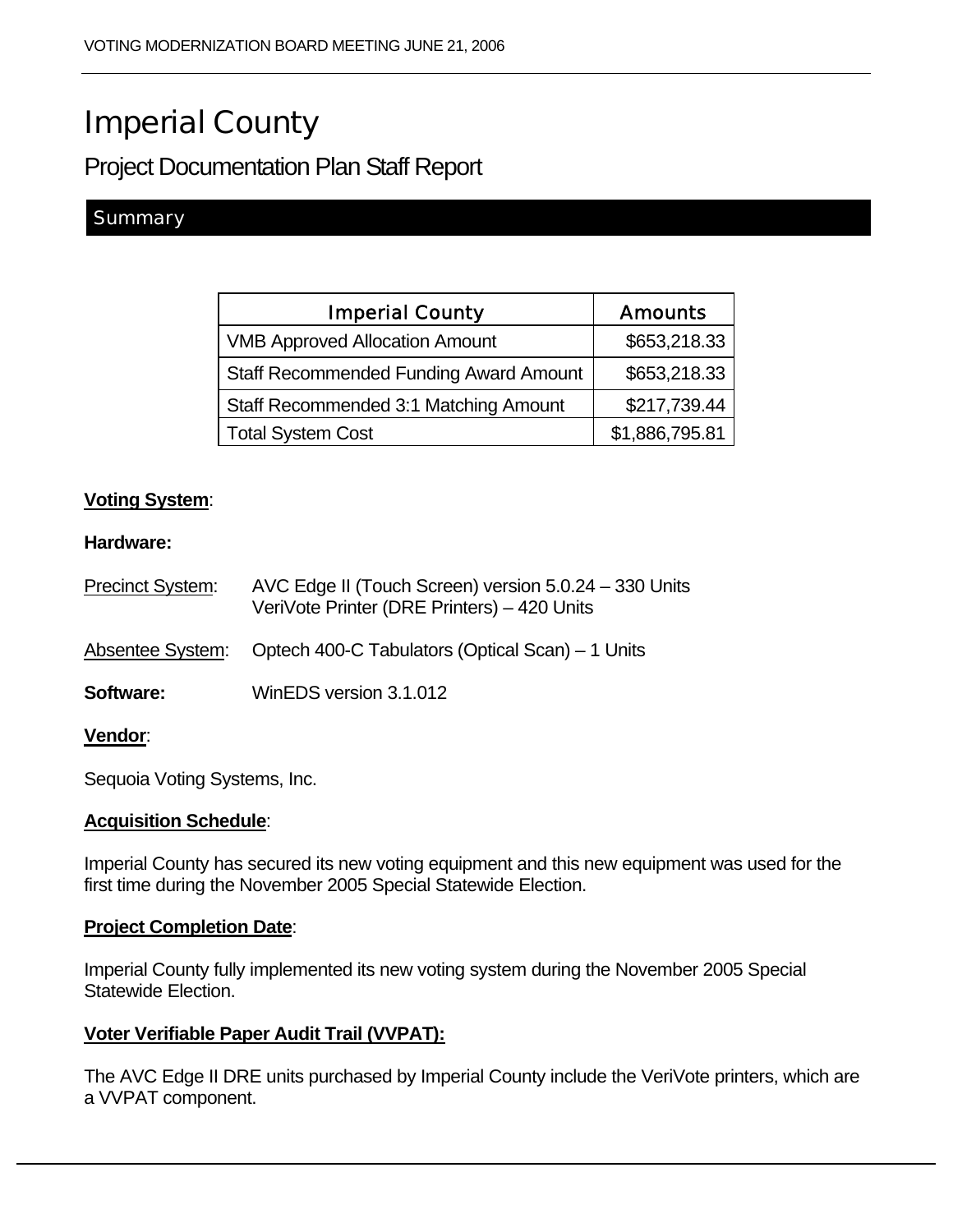# Imperial County

## Project Documentation Plan Staff Report

### Summary

| Imperial County | Amounts |
|---|---|
| VMB Approved Allocation Amount | $653,218.33 |
| Staff Recommended Funding Award Amount | $653,218.33 |
| Staff Recommended 3:1 Matching Amount | $217,739.44 |
| Total System Cost | $1,886,795.81 |

**Voting System**:

**Hardware:**

Precinct System: AVC Edge II (Touch Screen) version 5.0.24 – 330 Units
VeriVote Printer (DRE Printers) – 420 Units

Absentee System: Optech 400-C Tabulators (Optical Scan) – 1 Units

**Software:** WinEDS version 3.1.012

**Vendor**:

Sequoia Voting Systems, Inc.

**Acquisition Schedule**:

Imperial County has secured its new voting equipment and this new equipment was used for the first time during the November 2005 Special Statewide Election.

**Project Completion Date**:

Imperial County fully implemented its new voting system during the November 2005 Special Statewide Election.

**Voter Verifiable Paper Audit Trail (VVPAT):**

The AVC Edge II DRE units purchased by Imperial County include the VeriVote printers, which are a VVPAT component.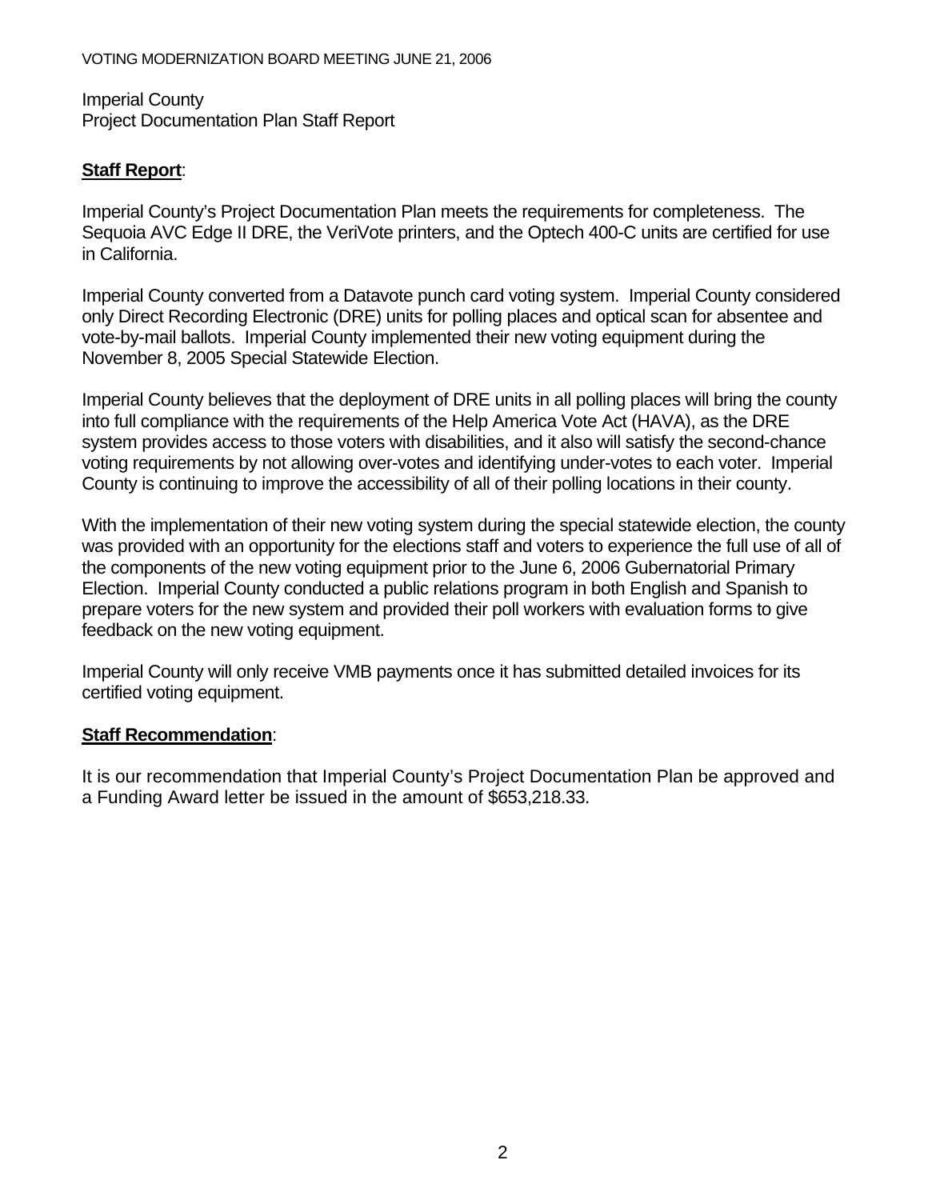Imperial County
Project Documentation Plan Staff Report

**Staff Report**:

Imperial County's Project Documentation Plan meets the requirements for completeness. The Sequoia AVC Edge II DRE, the VeriVote printers, and the Optech 400-C units are certified for use in California.

Imperial County converted from a Datavote punch card voting system. Imperial County considered only Direct Recording Electronic (DRE) units for polling places and optical scan for absentee and vote-by-mail ballots. Imperial County implemented their new voting equipment during the November 8, 2005 Special Statewide Election.

Imperial County believes that the deployment of DRE units in all polling places will bring the county into full compliance with the requirements of the Help America Vote Act (HAVA), as the DRE system provides access to those voters with disabilities, and it also will satisfy the second-chance voting requirements by not allowing over-votes and identifying under-votes to each voter. Imperial County is continuing to improve the accessibility of all of their polling locations in their county.

With the implementation of their new voting system during the special statewide election, the county was provided with an opportunity for the elections staff and voters to experience the full use of all of the components of the new voting equipment prior to the June 6, 2006 Gubernatorial Primary Election. Imperial County conducted a public relations program in both English and Spanish to prepare voters for the new system and provided their poll workers with evaluation forms to give feedback on the new voting equipment.

Imperial County will only receive VMB payments once it has submitted detailed invoices for its certified voting equipment.

**Staff Recommendation**:

It is our recommendation that Imperial County's Project Documentation Plan be approved and a Funding Award letter be issued in the amount of $653,218.33.